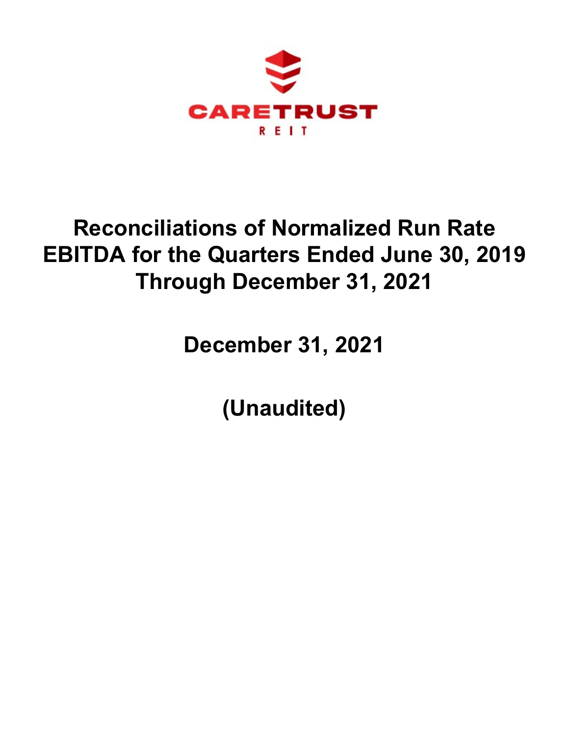CARETRUST
REIT

# Reconciliations of Normalized Run Rate EBITDA for the Quarters Ended June 30, 2019 Through December 31, 2021

## December 31, 2021

## (Unaudited)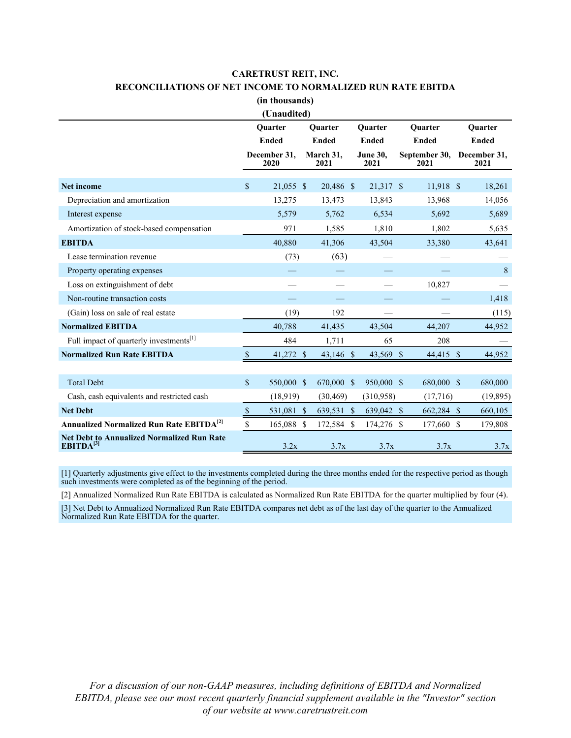# CARETRUST REIT, INC.

## RECONCILIATIONS OF NET INCOME TO NORMALIZED RUN RATE EBITDA

**(in thousands)**

**(Unaudited)**

| | Quarter Ended December 31, 2020 | Quarter Ended March 31, 2021 | Quarter Ended June 30, 2021 | Quarter Ended September 30, 2021 | Quarter Ended December 31, 2021 |
|---|---|---|---|---|---|
| **Net income** | $ 21,055 | $ 20,486 | $ 21,317 | $ 11,918 | $ 18,261 |
| Depreciation and amortization | 13,275 | 13,473 | 13,843 | 13,968 | 14,056 |
| Interest expense | 5,579 | 5,762 | 6,534 | 5,692 | 5,689 |
| Amortization of stock-based compensation | 971 | 1,585 | 1,810 | 1,802 | 5,635 |
| **EBITDA** | 40,880 | 41,306 | 43,504 | 33,380 | 43,641 |
| Lease termination revenue | (73) | (63) | — | — | — |
| Property operating expenses | — | — | — | — | 8 |
| Loss on extinguishment of debt | — | — | — | 10,827 | — |
| Non-routine transaction costs | — | — | — | — | 1,418 |
| (Gain) loss on sale of real estate | (19) | 192 | — | — | (115) |
| **Normalized EBITDA** | 40,788 | 41,435 | 43,504 | 44,207 | 44,952 |
| Full impact of quarterly investments[1] | 484 | 1,711 | 65 | 208 | — |
| **Normalized Run Rate EBITDA** | $ 41,272 | $ 43,146 | $ 43,569 | $ 44,415 | $ 44,952 |
| | | | | | |
| Total Debt | $ 550,000 | $ 670,000 | $ 950,000 | $ 680,000 | $ 680,000 |
| Cash, cash equivalents and restricted cash | (18,919) | (30,469) | (310,958) | (17,716) | (19,895) |
| **Net Debt** | $ 531,081 | $ 639,531 | $ 639,042 | $ 662,284 | $ 660,105 |
| **Annualized Normalized Run Rate EBITDA[2]** | $ 165,088 | $ 172,584 | $ 174,276 | $ 177,660 | $ 179,808 |
| **Net Debt to Annualized Normalized Run Rate EBITDA[3]** | 3.2x | 3.7x | 3.7x | 3.7x | 3.7x |

[1] Quarterly adjustments give effect to the investments completed during the three months ended for the respective period as though such investments were completed as of the beginning of the period.

[2] Annualized Normalized Run Rate EBITDA is calculated as Normalized Run Rate EBITDA for the quarter multiplied by four (4).

[3] Net Debt to Annualized Normalized Run Rate EBITDA compares net debt as of the last day of the quarter to the Annualized Normalized Run Rate EBITDA for the quarter.

*For a discussion of our non-GAAP measures, including definitions of EBITDA and Normalized EBITDA, please see our most recent quarterly financial supplement available in the "Investor" section of our website at www.caretrustreit.com*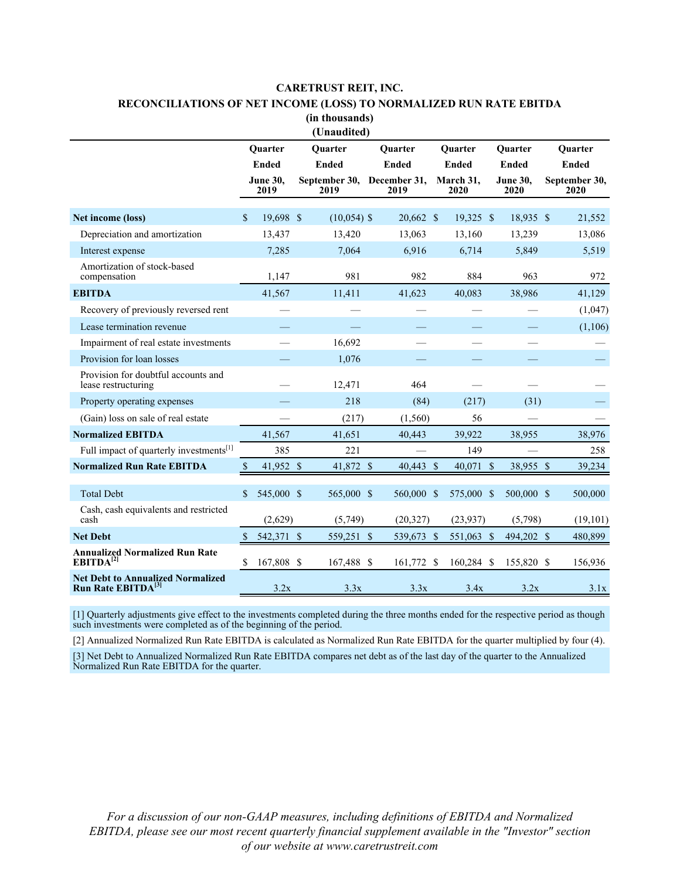# CARETRUST REIT, INC.

## RECONCILIATIONS OF NET INCOME (LOSS) TO NORMALIZED RUN RATE EBITDA

**(in thousands)**

**(Unaudited)**

| | Quarter Ended June 30, 2019 | Quarter Ended September 30, 2019 | Quarter Ended December 31, 2019 | Quarter Ended March 31, 2020 | Quarter Ended June 30, 2020 | Quarter Ended September 30, 2020 |
|---|---|---|---|---|---|---|
| **Net income (loss)** | $ 19,698 | $ (10,054) | $ 20,662 | $ 19,325 | $ 18,935 | $ 21,552 |
| Depreciation and amortization | 13,437 | 13,420 | 13,063 | 13,160 | 13,239 | 13,086 |
| Interest expense | 7,285 | 7,064 | 6,916 | 6,714 | 5,849 | 5,519 |
| Amortization of stock-based compensation | 1,147 | 981 | 982 | 884 | 963 | 972 |
| **EBITDA** | 41,567 | 11,411 | 41,623 | 40,083 | 38,986 | 41,129 |
| Recovery of previously reversed rent | — | — | — | — | — | (1,047) |
| Lease termination revenue | — | — | — | — | — | (1,106) |
| Impairment of real estate investments | — | 16,692 | — | — | — | — |
| Provision for loan losses | — | 1,076 | — | — | — | — |
| Provision for doubtful accounts and lease restructuring | — | 12,471 | 464 | — | — | — |
| Property operating expenses | — | 218 | (84) | (217) | (31) | — |
| (Gain) loss on sale of real estate | — | (217) | (1,560) | 56 | — | — |
| **Normalized EBITDA** | 41,567 | 41,651 | 40,443 | 39,922 | 38,955 | 38,976 |
| Full impact of quarterly investments[1] | 385 | 221 | — | 149 | — | 258 |
| **Normalized Run Rate EBITDA** | $ 41,952 | $ 41,872 | $ 40,443 | $ 40,071 | $ 38,955 | $ 39,234 |
| | | | | | | |
| Total Debt | $ 545,000 | $ 565,000 | $ 560,000 | $ 575,000 | $ 500,000 | $ 500,000 |
| Cash, cash equivalents and restricted cash | (2,629) | (5,749) | (20,327) | (23,937) | (5,798) | (19,101) |
| **Net Debt** | $ 542,371 | $ 559,251 | $ 539,673 | $ 551,063 | $ 494,202 | $ 480,899 |
| **Annualized Normalized Run Rate EBITDA[2]** | $ 167,808 | $ 167,488 | $ 161,772 | $ 160,284 | $ 155,820 | $ 156,936 |
| **Net Debt to Annualized Normalized Run Rate EBITDA[3]** | 3.2x | 3.3x | 3.3x | 3.4x | 3.2x | 3.1x |

[1] Quarterly adjustments give effect to the investments completed during the three months ended for the respective period as though such investments were completed as of the beginning of the period.

[2] Annualized Normalized Run Rate EBITDA is calculated as Normalized Run Rate EBITDA for the quarter multiplied by four (4).

[3] Net Debt to Annualized Normalized Run Rate EBITDA compares net debt as of the last day of the quarter to the Annualized Normalized Run Rate EBITDA for the quarter.

*For a discussion of our non-GAAP measures, including definitions of EBITDA and Normalized EBITDA, please see our most recent quarterly financial supplement available in the "Investor" section of our website at www.caretrustreit.com*